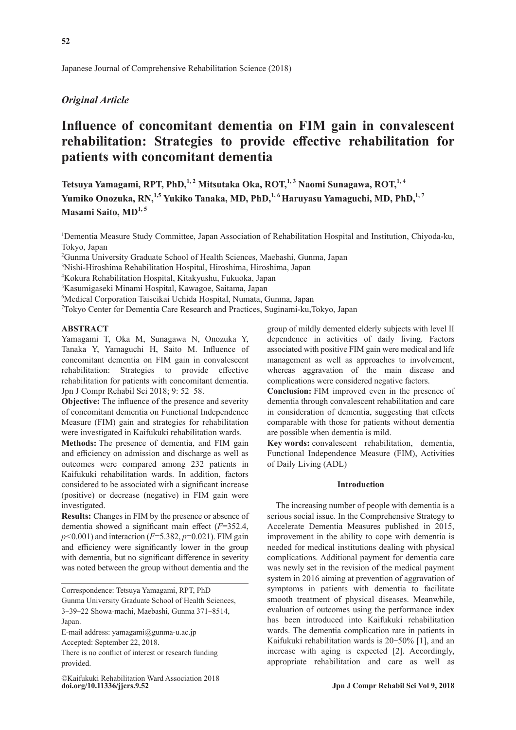Japanese Journal of Comprehensive Rehabilitation Science (2018)

*Original Article*

# Influence of concomitant dementia on FIM gain in convalescent rehabilitation: Strategies to provide effective rehabilitation for patients with concomitant dementia

**Tetsuya Yamagami, RPT, PhD,[1,2] Mitsutaka Oka, ROT,[1,3] Naomi Sunagawa, ROT,[1,4] Yumiko Onozuka, RN,[1,5] Yukiko Tanaka, MD, PhD,[1,6] Haruyasu Yamaguchi, MD, PhD,[1,7] Masami Saito, MD[1,5]**

[1]Dementia Measure Study Committee, Japan Association of Rehabilitation Hospital and Institution, Chiyoda-ku, Tokyo, Japan
[2]Gunma University Graduate School of Health Sciences, Maebashi, Gunma, Japan
[3]Nishi-Hiroshima Rehabilitation Hospital, Hiroshima, Hiroshima, Japan
[4]Kokura Rehabilitation Hospital, Kitakyushu, Fukuoka, Japan
[5]Kasumigaseki Minami Hospital, Kawagoe, Saitama, Japan
[6]Medical Corporation Taiseikai Uchida Hospital, Numata, Gunma, Japan
[7]Tokyo Center for Dementia Care Research and Practices, Suginami-ku,Tokyo, Japan

## ABSTRACT

Yamagami T, Oka M, Sunagawa N, Onozuka Y, Tanaka Y, Yamaguchi H, Saito M. Influence of concomitant dementia on FIM gain in convalescent rehabilitation: Strategies to provide effective rehabilitation for patients with concomitant dementia. Jpn J Compr Rehabil Sci 2018; 9: 52−58.

**Objective:** The influence of the presence and severity of concomitant dementia on Functional Independence Measure (FIM) gain and strategies for rehabilitation were investigated in Kaifukuki rehabilitation wards.

**Methods:** The presence of dementia, and FIM gain and efficiency on admission and discharge as well as outcomes were compared among 232 patients in Kaifukuki rehabilitation wards. In addition, factors considered to be associated with a significant increase (positive) or decrease (negative) in FIM gain were investigated.

**Results:** Changes in FIM by the presence or absence of dementia showed a significant main effect ($F$=352.4, $p$<0.001) and interaction ($F$=5.382, $p$=0.021). FIM gain and efficiency were significantly lower in the group with dementia, but no significant difference in severity was noted between the group without dementia and the group of mildly demented elderly subjects with level II dependence in activities of daily living. Factors associated with positive FIM gain were medical and life management as well as approaches to involvement, whereas aggravation of the main disease and complications were considered negative factors.

**Conclusion:** FIM improved even in the presence of dementia through convalescent rehabilitation and care in consideration of dementia, suggesting that effects comparable with those for patients without dementia are possible when dementia is mild.

**Key words:** convalescent rehabilitation, dementia, Functional Independence Measure (FIM), Activities of Daily Living (ADL)

Correspondence: Tetsuya Yamagami, RPT, PhD
Gunma University Graduate School of Health Sciences, 3−39−22 Showa-machi, Maebashi, Gunma 371−8514, Japan.
E-mail address: yamagami@gunma-u.ac.jp
Accepted: September 22, 2018.
There is no conflict of interest or research funding provided.

©Kaifukuki Rehabilitation Ward Association 2018
**doi.org/10.11336/jjcrs.9.52**

## Introduction

The increasing number of people with dementia is a serious social issue. In the Comprehensive Strategy to Accelerate Dementia Measures published in 2015, improvement in the ability to cope with dementia is needed for medical institutions dealing with physical complications. Additional payment for dementia care was newly set in the revision of the medical payment system in 2016 aiming at prevention of aggravation of symptoms in patients with dementia to facilitate smooth treatment of physical diseases. Meanwhile, evaluation of outcomes using the performance index has been introduced into Kaifukuki rehabilitation wards. The dementia complication rate in patients in Kaifukuki rehabilitation wards is 20−50% [1], and an increase with aging is expected [2]. Accordingly, appropriate rehabilitation and care as well as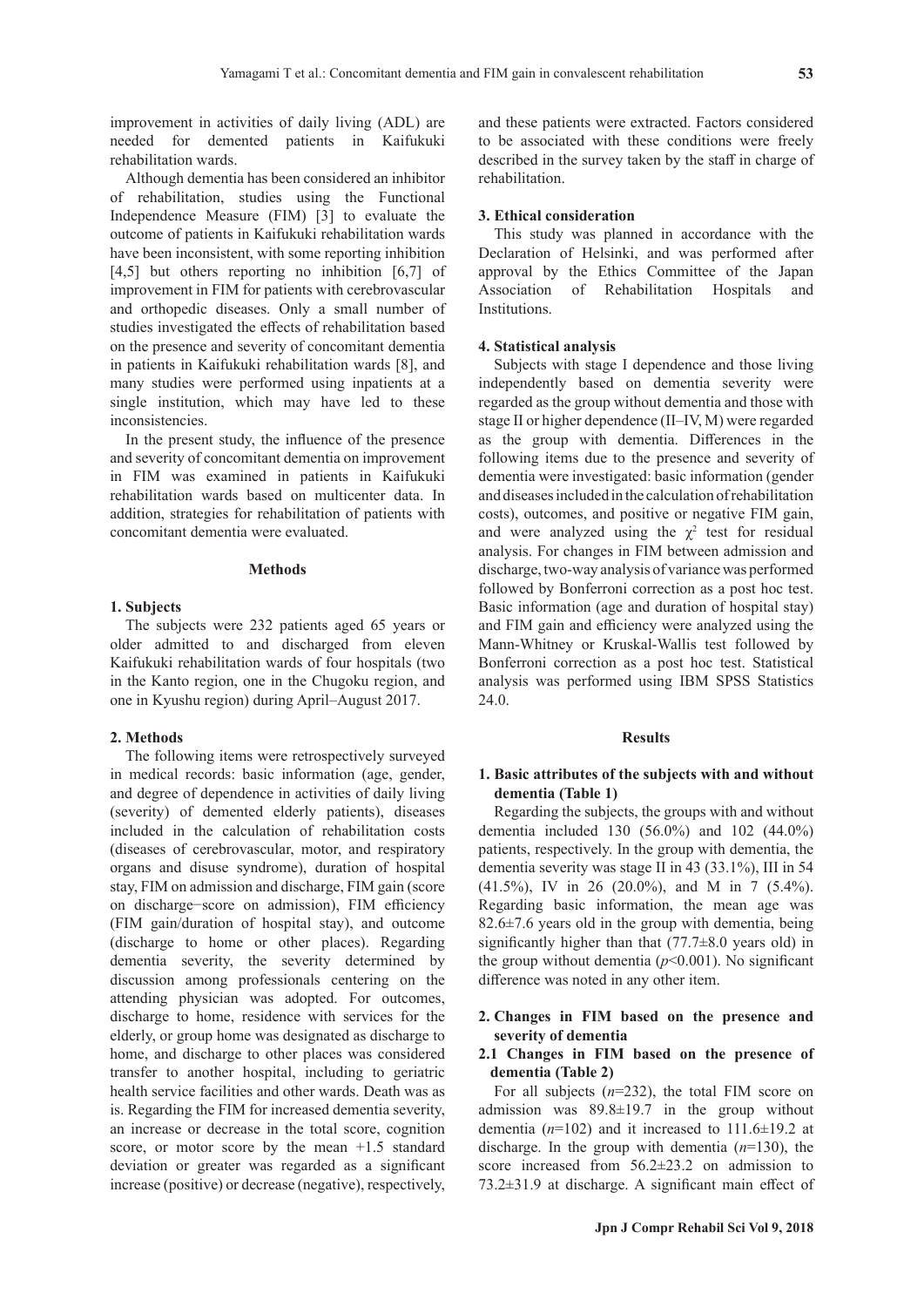improvement in activities of daily living (ADL) are needed for demented patients in Kaifukuki rehabilitation wards.

Although dementia has been considered an inhibitor of rehabilitation, studies using the Functional Independence Measure (FIM) [3] to evaluate the outcome of patients in Kaifukuki rehabilitation wards have been inconsistent, with some reporting inhibition [4,5] but others reporting no inhibition [6,7] of improvement in FIM for patients with cerebrovascular and orthopedic diseases. Only a small number of studies investigated the effects of rehabilitation based on the presence and severity of concomitant dementia in patients in Kaifukuki rehabilitation wards [8], and many studies were performed using inpatients at a single institution, which may have led to these inconsistencies.

In the present study, the influence of the presence and severity of concomitant dementia on improvement in FIM was examined in patients in Kaifukuki rehabilitation wards based on multicenter data. In addition, strategies for rehabilitation of patients with concomitant dementia were evaluated.

## Methods

### 1. Subjects

The subjects were 232 patients aged 65 years or older admitted to and discharged from eleven Kaifukuki rehabilitation wards of four hospitals (two in the Kanto region, one in the Chugoku region, and one in Kyushu region) during April–August 2017.

### 2. Methods

The following items were retrospectively surveyed in medical records: basic information (age, gender, and degree of dependence in activities of daily living (severity) of demented elderly patients), diseases included in the calculation of rehabilitation costs (diseases of cerebrovascular, motor, and respiratory organs and disuse syndrome), duration of hospital stay, FIM on admission and discharge, FIM gain (score on discharge−score on admission), FIM efficiency (FIM gain/duration of hospital stay), and outcome (discharge to home or other places). Regarding dementia severity, the severity determined by discussion among professionals centering on the attending physician was adopted. For outcomes, discharge to home, residence with services for the elderly, or group home was designated as discharge to home, and discharge to other places was considered transfer to another hospital, including to geriatric health service facilities and other wards. Death was as is. Regarding the FIM for increased dementia severity, an increase or decrease in the total score, cognition score, or motor score by the mean +1.5 standard deviation or greater was regarded as a significant increase (positive) or decrease (negative), respectively, and these patients were extracted. Factors considered to be associated with these conditions were freely described in the survey taken by the staff in charge of rehabilitation.

### 3. Ethical consideration

This study was planned in accordance with the Declaration of Helsinki, and was performed after approval by the Ethics Committee of the Japan Association of Rehabilitation Hospitals and Institutions.

### 4. Statistical analysis

Subjects with stage I dependence and those living independently based on dementia severity were regarded as the group without dementia and those with stage II or higher dependence (II–IV, M) were regarded as the group with dementia. Differences in the following items due to the presence and severity of dementia were investigated: basic information (gender and diseases included in the calculation of rehabilitation costs), outcomes, and positive or negative FIM gain, and were analyzed using the $\chi^2$ test for residual analysis. For changes in FIM between admission and discharge, two-way analysis of variance was performed followed by Bonferroni correction as a post hoc test. Basic information (age and duration of hospital stay) and FIM gain and efficiency were analyzed using the Mann-Whitney or Kruskal-Wallis test followed by Bonferroni correction as a post hoc test. Statistical analysis was performed using IBM SPSS Statistics 24.0.

## Results

### 1. Basic attributes of the subjects with and without dementia (Table 1)

Regarding the subjects, the groups with and without dementia included 130 (56.0%) and 102 (44.0%) patients, respectively. In the group with dementia, the dementia severity was stage II in 43 (33.1%), III in 54 (41.5%), IV in 26 (20.0%), and M in 7 (5.4%). Regarding basic information, the mean age was 82.6±7.6 years old in the group with dementia, being significantly higher than that (77.7±8.0 years old) in the group without dementia ($p$<0.001). No significant difference was noted in any other item.

### 2. Changes in FIM based on the presence and severity of dementia

#### 2.1 Changes in FIM based on the presence of dementia (Table 2)

For all subjects ($n$=232), the total FIM score on admission was 89.8±19.7 in the group without dementia ($n$=102) and it increased to 111.6±19.2 at discharge. In the group with dementia ($n$=130), the score increased from 56.2±23.2 on admission to 73.2±31.9 at discharge. A significant main effect of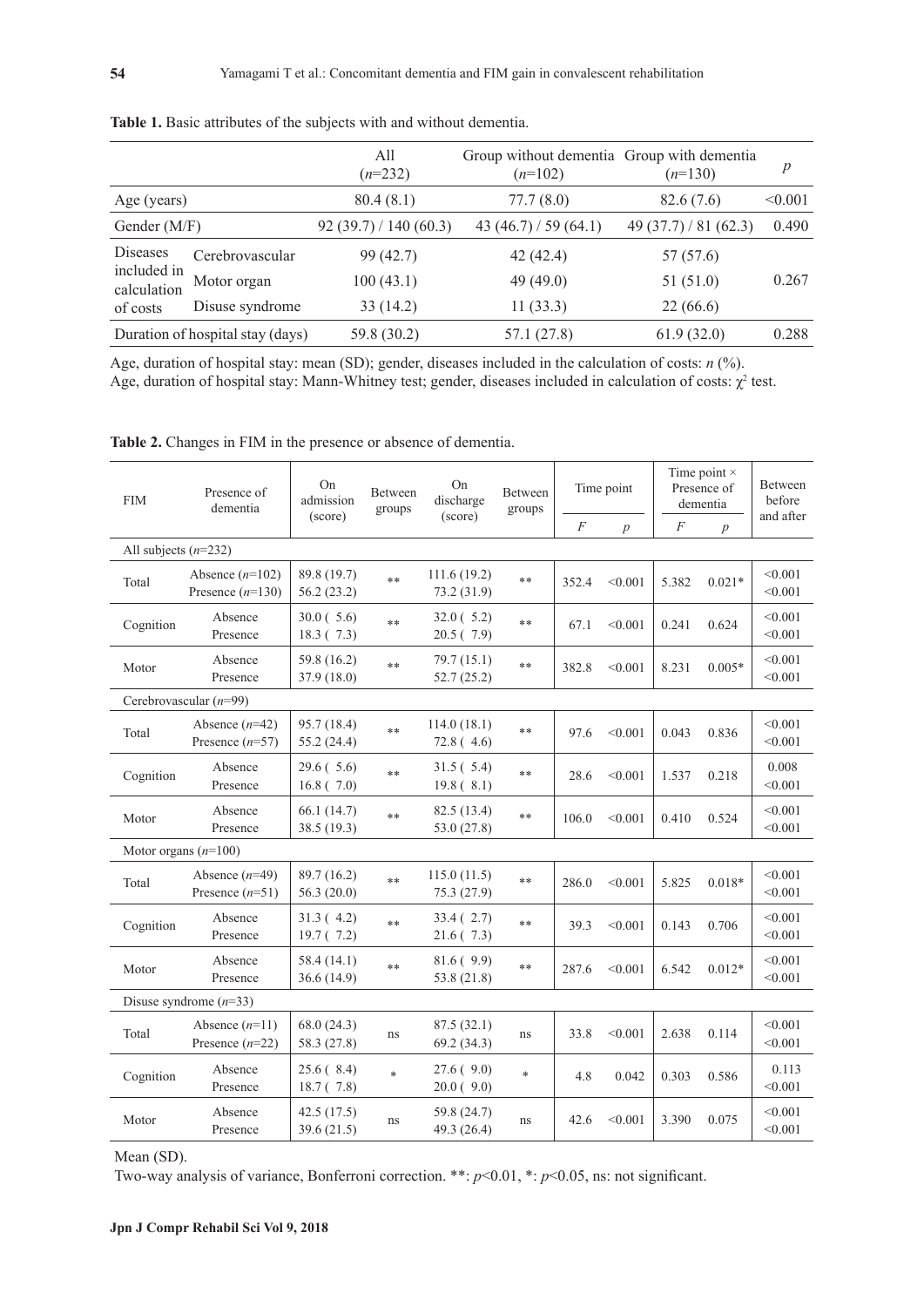**Table 1.** Basic attributes of the subjects with and without dementia.

| | | All ($n$=232) | Group without dementia ($n$=102) | Group with dementia ($n$=130) | $p$ |
|---|---|---|---|---|---|
| Age (years) | | 80.4 (8.1) | 77.7 (8.0) | 82.6 (7.6) | <0.001 |
| Gender (M/F) | | 92 (39.7) / 140 (60.3) | 43 (46.7) / 59 (64.1) | 49 (37.7) / 81 (62.3) | 0.490 |
| Diseases included in calculation of costs | Cerebrovascular | 99 (42.7) | 42 (42.4) | 57 (57.6) | 0.267 |
| | Motor organ | 100 (43.1) | 49 (49.0) | 51 (51.0) | |
| | Disuse syndrome | 33 (14.2) | 11 (33.3) | 22 (66.6) | |
| Duration of hospital stay (days) | | 59.8 (30.2) | 57.1 (27.8) | 61.9 (32.0) | 0.288 |

Age, duration of hospital stay: mean (SD); gender, diseases included in the calculation of costs: $n$ (%).
Age, duration of hospital stay: Mann-Whitney test; gender, diseases included in calculation of costs: $\chi^2$ test.

**Table 2.** Changes in FIM in the presence or absence of dementia.

| FIM | Presence of dementia | On admission (score) | Between groups | On discharge (score) | Between groups | Time point | | Time point × Presence of dementia | | Between before and after |
|---|---|---|---|---|---|---|---|---|---|---|
| | | | | | | $F$ | $p$ | $F$ | $p$ | |
| All subjects ($n$=232) | | | | | | | | | | |
| Total | Absence ($n$=102) | 89.8 (19.7) | ** | 111.6 (19.2) | ** | 352.4 | <0.001 | 5.382 | 0.021* | <0.001 |
| | Presence ($n$=130) | 56.2 (23.2) | | 73.2 (31.9) | | | | | | <0.001 |
| Cognition | Absence | 30.0 ( 5.6) | ** | 32.0 ( 5.2) | ** | 67.1 | <0.001 | 0.241 | 0.624 | <0.001 |
| | Presence | 18.3 ( 7.3) | | 20.5 ( 7.9) | | | | | | <0.001 |
| Motor | Absence | 59.8 (16.2) | ** | 79.7 (15.1) | ** | 382.8 | <0.001 | 8.231 | 0.005* | <0.001 |
| | Presence | 37.9 (18.0) | | 52.7 (25.2) | | | | | | <0.001 |
| Cerebrovascular ($n$=99) | | | | | | | | | | |
| Total | Absence ($n$=42) | 95.7 (18.4) | ** | 114.0 (18.1) | ** | 97.6 | <0.001 | 0.043 | 0.836 | <0.001 |
| | Presence ($n$=57) | 55.2 (24.4) | | 72.8 ( 4.6) | | | | | | <0.001 |
| Cognition | Absence | 29.6 ( 5.6) | ** | 31.5 ( 5.4) | ** | 28.6 | <0.001 | 1.537 | 0.218 | 0.008 |
| | Presence | 16.8 ( 7.0) | | 19.8 ( 8.1) | | | | | | <0.001 |
| Motor | Absence | 66.1 (14.7) | ** | 82.5 (13.4) | ** | 106.0 | <0.001 | 0.410 | 0.524 | <0.001 |
| | Presence | 38.5 (19.3) | | 53.0 (27.8) | | | | | | <0.001 |
| Motor organs ($n$=100) | | | | | | | | | | |
| Total | Absence ($n$=49) | 89.7 (16.2) | ** | 115.0 (11.5) | ** | 286.0 | <0.001 | 5.825 | 0.018* | <0.001 |
| | Presence ($n$=51) | 56.3 (20.0) | | 75.3 (27.9) | | | | | | <0.001 |
| Cognition | Absence | 31.3 ( 4.2) | ** | 33.4 ( 2.7) | ** | 39.3 | <0.001 | 0.143 | 0.706 | <0.001 |
| | Presence | 19.7 ( 7.2) | | 21.6 ( 7.3) | | | | | | <0.001 |
| Motor | Absence | 58.4 (14.1) | ** | 81.6 ( 9.9) | ** | 287.6 | <0.001 | 6.542 | 0.012* | <0.001 |
| | Presence | 36.6 (14.9) | | 53.8 (21.8) | | | | | | <0.001 |
| Disuse syndrome ($n$=33) | | | | | | | | | | |
| Total | Absence ($n$=11) | 68.0 (24.3) | ns | 87.5 (32.1) | ns | 33.8 | <0.001 | 2.638 | 0.114 | <0.001 |
| | Presence ($n$=22) | 58.3 (27.8) | | 69.2 (34.3) | | | | | | <0.001 |
| Cognition | Absence | 25.6 ( 8.4) | * | 27.6 ( 9.0) | * | 4.8 | 0.042 | 0.303 | 0.586 | 0.113 |
| | Presence | 18.7 ( 7.8) | | 20.0 ( 9.0) | | | | | | <0.001 |
| Motor | Absence | 42.5 (17.5) | ns | 59.8 (24.7) | ns | 42.6 | <0.001 | 3.390 | 0.075 | <0.001 |
| | Presence | 39.6 (21.5) | | 49.3 (26.4) | | | | | | <0.001 |

Mean (SD).
Two-way analysis of variance, Bonferroni correction. **: $p$<0.01, *: $p$<0.05, ns: not significant.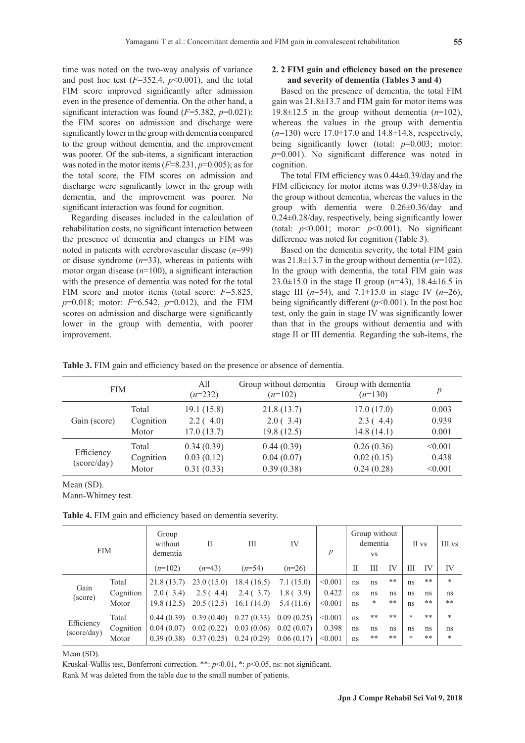time was noted on the two-way analysis of variance and post hoc test ($F$=352.4, $p$<0.001), and the total FIM score improved significantly after admission even in the presence of dementia. On the other hand, a significant interaction was found ($F$=5.382, $p$=0.021): the FIM scores on admission and discharge were significantly lower in the group with dementia compared to the group without dementia, and the improvement was poorer. Of the sub-items, a significant interaction was noted in the motor items ($F$=8.231, $p$=0.005); as for the total score, the FIM scores on admission and discharge were significantly lower in the group with dementia, and the improvement was poorer. No significant interaction was found for cognition.

Regarding diseases included in the calculation of rehabilitation costs, no significant interaction between the presence of dementia and changes in FIM was noted in patients with cerebrovascular disease ($n$=99) or disuse syndrome ($n$=33), whereas in patients with motor organ disease ($n$=100), a significant interaction with the presence of dementia was noted for the total FIM score and motor items (total score: $F$=5.825, $p$=0.018; motor: $F$=6.542, $p$=0.012), and the FIM scores on admission and discharge were significantly lower in the group with dementia, with poorer improvement.

### 2. 2 FIM gain and efficiency based on the presence and severity of dementia (Tables 3 and 4)

Based on the presence of dementia, the total FIM gain was 21.8±13.7 and FIM gain for motor items was 19.8±12.5 in the group without dementia ($n$=102), whereas the values in the group with dementia ($n$=130) were 17.0±17.0 and 14.8±14.8, respectively, being significantly lower (total: $p$=0.003; motor: $p$=0.001). No significant difference was noted in cognition.

The total FIM efficiency was 0.44±0.39/day and the FIM efficiency for motor items was 0.39±0.38/day in the group without dementia, whereas the values in the group with dementia were 0.26±0.36/day and 0.24±0.28/day, respectively, being significantly lower (total: $p$<0.001; motor: $p$<0.001). No significant difference was noted for cognition (Table 3).

Based on the dementia severity, the total FIM gain was 21.8±13.7 in the group without dementia ($n$=102). In the group with dementia, the total FIM gain was 23.0±15.0 in the stage II group ($n$=43), 18.4±16.5 in stage III ($n$=54), and 7.1±15.0 in stage IV ($n$=26), being significantly different ($p$<0.001). In the post hoc test, only the gain in stage IV was significantly lower than that in the groups without dementia and with stage II or III dementia. Regarding the sub-items, the

**Table 3.** FIM gain and efficiency based on the presence or absence of dementia.

| FIM | | All ($n$=232) | Group without dementia ($n$=102) | Group with dementia ($n$=130) | $p$ |
|---|---|---|---|---|---|
| Gain (score) | Total | 19.1 (15.8) | 21.8 (13.7) | 17.0 (17.0) | 0.003 |
| | Cognition | 2.2 ( 4.0) | 2.0 ( 3.4) | 2.3 ( 4.4) | 0.939 |
| | Motor | 17.0 (13.7) | 19.8 (12.5) | 14.8 (14.1) | 0.001 |
| Efficiency (score/day) | Total | 0.34 (0.39) | 0.44 (0.39) | 0.26 (0.36) | <0.001 |
| | Cognition | 0.03 (0.12) | 0.04 (0.07) | 0.02 (0.15) | 0.438 |
| | Motor | 0.31 (0.33) | 0.39 (0.38) | 0.24 (0.28) | <0.001 |

Mean (SD).
Mann-Whitney test.

**Table 4.** FIM gain and efficiency based on dementia severity.

| FIM | | Group without dementia | II | III | IV | $p$ | Group without dementia vs | | | II vs | | III vs |
|---|---|---|---|---|---|---|---|---|---|---|---|---|
| | | ($n$=102) | ($n$=43) | ($n$=54) | ($n$=26) | | II | III | IV | III | IV | IV |
| Gain (score) | Total | 21.8 (13.7) | 23.0 (15.0) | 18.4 (16.5) | 7.1 (15.0) | <0.001 | ns | ns | ** | ns | ** | * |
| | Cognition | 2.0 ( 3.4) | 2.5 ( 4.4) | 2.4 ( 3.7) | 1.8 ( 3.9) | 0.422 | ns | ns | ns | ns | ns | ns |
| | Motor | 19.8 (12.5) | 20.5 (12.5) | 16.1 (14.0) | 5.4 (11.6) | <0.001 | ns | * | ** | ns | ** | ** |
| Efficiency (score/day) | Total | 0.44 (0.39) | 0.39 (0.40) | 0.27 (0.33) | 0.09 (0.25) | <0.001 | ns | ** | ** | * | ** | * |
| | Cognition | 0.04 (0.07) | 0.02 (0.22) | 0.03 (0.06) | 0.02 (0.07) | 0.398 | ns | ns | ns | ns | ns | ns |
| | Motor | 0.39 (0.38) | 0.37 (0.25) | 0.24 (0.29) | 0.06 (0.17) | <0.001 | ns | ** | ** | * | ** | * |

Mean (SD).

Kruskal-Wallis test, Bonferroni correction. **: $p$<0.01, *: $p$<0.05, ns: not significant.

Rank M was deleted from the table due to the small number of patients.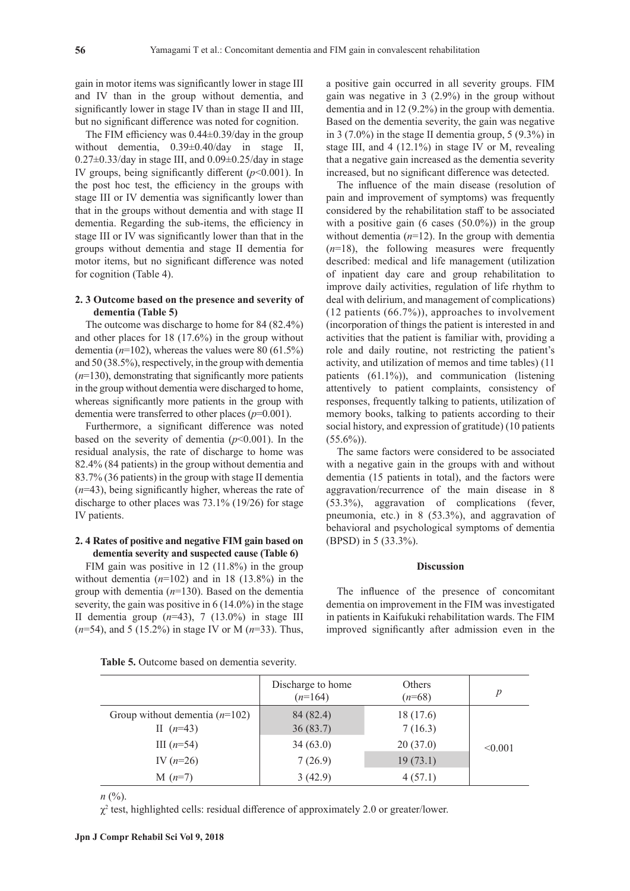gain in motor items was significantly lower in stage III and IV than in the group without dementia, and significantly lower in stage IV than in stage II and III, but no significant difference was noted for cognition.

The FIM efficiency was 0.44±0.39/day in the group without dementia, 0.39±0.40/day in stage II, 0.27±0.33/day in stage III, and 0.09±0.25/day in stage IV groups, being significantly different ($p$<0.001). In the post hoc test, the efficiency in the groups with stage III or IV dementia was significantly lower than that in the groups without dementia and with stage II dementia. Regarding the sub-items, the efficiency in stage III or IV was significantly lower than that in the groups without dementia and stage II dementia for motor items, but no significant difference was noted for cognition (Table 4).

### 2. 3 Outcome based on the presence and severity of dementia (Table 5)

The outcome was discharge to home for 84 (82.4%) and other places for 18 (17.6%) in the group without dementia ($n$=102), whereas the values were 80 (61.5%) and 50 (38.5%), respectively, in the group with dementia ($n$=130), demonstrating that significantly more patients in the group without dementia were discharged to home, whereas significantly more patients in the group with dementia were transferred to other places ($p$=0.001).

Furthermore, a significant difference was noted based on the severity of dementia ($p$<0.001). In the residual analysis, the rate of discharge to home was 82.4% (84 patients) in the group without dementia and 83.7% (36 patients) in the group with stage II dementia ($n$=43), being significantly higher, whereas the rate of discharge to other places was 73.1% (19/26) for stage IV patients.

### 2. 4 Rates of positive and negative FIM gain based on dementia severity and suspected cause (Table 6)

FIM gain was positive in 12 (11.8%) in the group without dementia ($n$=102) and in 18 (13.8%) in the group with dementia ($n$=130). Based on the dementia severity, the gain was positive in 6 (14.0%) in the stage II dementia group ($n$=43), 7 (13.0%) in stage III ($n$=54), and 5 (15.2%) in stage IV or M ($n$=33). Thus, a positive gain occurred in all severity groups. FIM gain was negative in 3 (2.9%) in the group without dementia and in 12 (9.2%) in the group with dementia. Based on the dementia severity, the gain was negative in 3 (7.0%) in the stage II dementia group, 5 (9.3%) in stage III, and 4 (12.1%) in stage IV or M, revealing that a negative gain increased as the dementia severity increased, but no significant difference was detected.

The influence of the main disease (resolution of pain and improvement of symptoms) was frequently considered by the rehabilitation staff to be associated with a positive gain (6 cases (50.0%)) in the group without dementia ($n$=12). In the group with dementia ($n$=18), the following measures were frequently described: medical and life management (utilization of inpatient day care and group rehabilitation to improve daily activities, regulation of life rhythm to deal with delirium, and management of complications) (12 patients (66.7%)), approaches to involvement (incorporation of things the patient is interested in and activities that the patient is familiar with, providing a role and daily routine, not restricting the patient's activity, and utilization of memos and time tables) (11 patients (61.1%)), and communication (listening attentively to patient complaints, consistency of responses, frequently talking to patients, utilization of memory books, talking to patients according to their social history, and expression of gratitude) (10 patients (55.6%)).

The same factors were considered to be associated with a negative gain in the groups with and without dementia (15 patients in total), and the factors were aggravation/recurrence of the main disease in 8 (53.3%), aggravation of complications (fever, pneumonia, etc.) in 8 (53.3%), and aggravation of behavioral and psychological symptoms of dementia (BPSD) in 5 (33.3%).

## Discussion

The influence of the presence of concomitant dementia on improvement in the FIM was investigated in patients in Kaifukuki rehabilitation wards. The FIM improved significantly after admission even in the

**Table 5.** Outcome based on dementia severity.

| | Discharge to home ($n$=164) | Others ($n$=68) | $p$ |
|---|---|---|---|
| Group without dementia ($n$=102) | 84 (82.4) | 18 (17.6) | <0.001 |
| II ($n$=43) | 36 (83.7) | 7 (16.3) | |
| III ($n$=54) | 34 (63.0) | 20 (37.0) | |
| IV ($n$=26) | 7 (26.9) | 19 (73.1) | |
| M ($n$=7) | 3 (42.9) | 4 (57.1) | |

$n$ (%).

$\chi^2$ test, highlighted cells: residual difference of approximately 2.0 or greater/lower.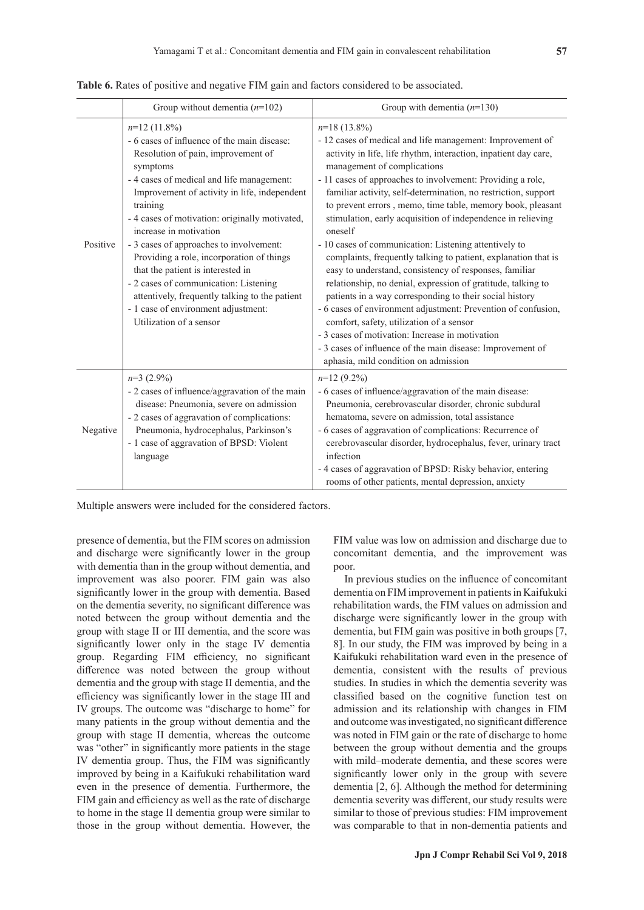**Table 6.** Rates of positive and negative FIM gain and factors considered to be associated.

| | Group without dementia ($n$=102) | Group with dementia ($n$=130) |
|---|---|---|
| Positive | $n$=12 (11.8%)<br>- 6 cases of influence of the main disease: Resolution of pain, improvement of symptoms<br>- 4 cases of medical and life management: Improvement of activity in life, independent training<br>- 4 cases of motivation: originally motivated, increase in motivation<br>- 3 cases of approaches to involvement: Providing a role, incorporation of things that the patient is interested in<br>- 2 cases of communication: Listening attentively, frequently talking to the patient<br>- 1 case of environment adjustment: Utilization of a sensor | $n$=18 (13.8%)<br>- 12 cases of medical and life management: Improvement of activity in life, life rhythm, interaction, inpatient day care, management of complications<br>- 11 cases of approaches to involvement: Providing a role, familiar activity, self-determination, no restriction, support to prevent errors , memo, time table, memory book, pleasant stimulation, early acquisition of independence in relieving oneself<br>- 10 cases of communication: Listening attentively to complaints, frequently talking to patient, explanation that is easy to understand, consistency of responses, familiar relationship, no denial, expression of gratitude, talking to patients in a way corresponding to their social history<br>- 6 cases of environment adjustment: Prevention of confusion, comfort, safety, utilization of a sensor<br>- 3 cases of motivation: Increase in motivation<br>- 3 cases of influence of the main disease: Improvement of aphasia, mild condition on admission |
| Negative | $n$=3 (2.9%)<br>- 2 cases of influence/aggravation of the main disease: Pneumonia, severe on admission<br>- 2 cases of aggravation of complications: Pneumonia, hydrocephalus, Parkinson's<br>- 1 case of aggravation of BPSD: Violent language | $n$=12 (9.2%)<br>- 6 cases of influence/aggravation of the main disease: Pneumonia, cerebrovascular disorder, chronic subdural hematoma, severe on admission, total assistance<br>- 6 cases of aggravation of complications: Recurrence of cerebrovascular disorder, hydrocephalus, fever, urinary tract infection<br>- 4 cases of aggravation of BPSD: Risky behavior, entering rooms of other patients, mental depression, anxiety |

Multiple answers were included for the considered factors.

presence of dementia, but the FIM scores on admission and discharge were significantly lower in the group with dementia than in the group without dementia, and improvement was also poorer. FIM gain was also significantly lower in the group with dementia. Based on the dementia severity, no significant difference was noted between the group without dementia and the group with stage II or III dementia, and the score was significantly lower only in the stage IV dementia group. Regarding FIM efficiency, no significant difference was noted between the group without dementia and the group with stage II dementia, and the efficiency was significantly lower in the stage III and IV groups. The outcome was "discharge to home" for many patients in the group without dementia and the group with stage II dementia, whereas the outcome was "other" in significantly more patients in the stage IV dementia group. Thus, the FIM was significantly improved by being in a Kaifukuki rehabilitation ward even in the presence of dementia. Furthermore, the FIM gain and efficiency as well as the rate of discharge to home in the stage II dementia group were similar to those in the group without dementia. However, the FIM value was low on admission and discharge due to concomitant dementia, and the improvement was poor.

In previous studies on the influence of concomitant dementia on FIM improvement in patients in Kaifukuki rehabilitation wards, the FIM values on admission and discharge were significantly lower in the group with dementia, but FIM gain was positive in both groups [7, 8]. In our study, the FIM was improved by being in a Kaifukuki rehabilitation ward even in the presence of dementia, consistent with the results of previous studies. In studies in which the dementia severity was classified based on the cognitive function test on admission and its relationship with changes in FIM and outcome was investigated, no significant difference was noted in FIM gain or the rate of discharge to home between the group without dementia and the groups with mild–moderate dementia, and these scores were significantly lower only in the group with severe dementia [2, 6]. Although the method for determining dementia severity was different, our study results were similar to those of previous studies: FIM improvement was comparable to that in non-dementia patients and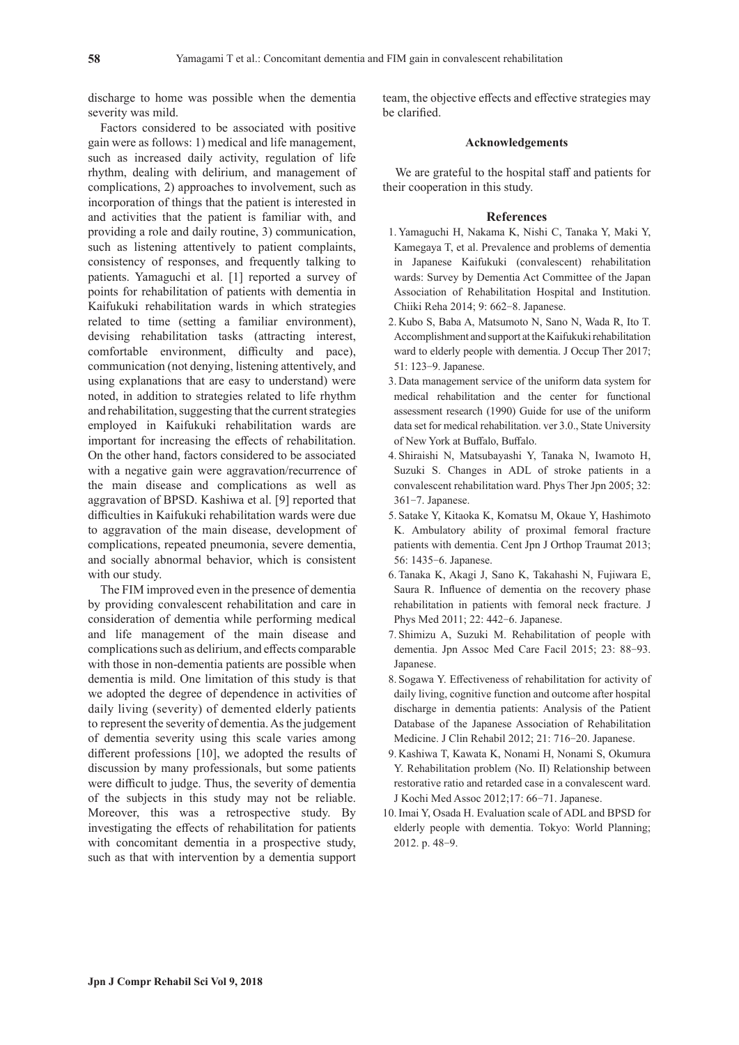discharge to home was possible when the dementia severity was mild.

Factors considered to be associated with positive gain were as follows: 1) medical and life management, such as increased daily activity, regulation of life rhythm, dealing with delirium, and management of complications, 2) approaches to involvement, such as incorporation of things that the patient is interested in and activities that the patient is familiar with, and providing a role and daily routine, 3) communication, such as listening attentively to patient complaints, consistency of responses, and frequently talking to patients. Yamaguchi et al. [1] reported a survey of points for rehabilitation of patients with dementia in Kaifukuki rehabilitation wards in which strategies related to time (setting a familiar environment), devising rehabilitation tasks (attracting interest, comfortable environment, difficulty and pace), communication (not denying, listening attentively, and using explanations that are easy to understand) were noted, in addition to strategies related to life rhythm and rehabilitation, suggesting that the current strategies employed in Kaifukuki rehabilitation wards are important for increasing the effects of rehabilitation. On the other hand, factors considered to be associated with a negative gain were aggravation/recurrence of the main disease and complications as well as aggravation of BPSD. Kashiwa et al. [9] reported that difficulties in Kaifukuki rehabilitation wards were due to aggravation of the main disease, development of complications, repeated pneumonia, severe dementia, and socially abnormal behavior, which is consistent with our study.

The FIM improved even in the presence of dementia by providing convalescent rehabilitation and care in consideration of dementia while performing medical and life management of the main disease and complications such as delirium, and effects comparable with those in non-dementia patients are possible when dementia is mild. One limitation of this study is that we adopted the degree of dependence in activities of daily living (severity) of demented elderly patients to represent the severity of dementia. As the judgement of dementia severity using this scale varies among different professions [10], we adopted the results of discussion by many professionals, but some patients were difficult to judge. Thus, the severity of dementia of the subjects in this study may not be reliable. Moreover, this was a retrospective study. By investigating the effects of rehabilitation for patients with concomitant dementia in a prospective study, such as that with intervention by a dementia support team, the objective effects and effective strategies may be clarified.

## Acknowledgements

We are grateful to the hospital staff and patients for their cooperation in this study.

## References

1. Yamaguchi H, Nakama K, Nishi C, Tanaka Y, Maki Y, Kamegaya T, et al. Prevalence and problems of dementia in Japanese Kaifukuki (convalescent) rehabilitation wards: Survey by Dementia Act Committee of the Japan Association of Rehabilitation Hospital and Institution. Chiiki Reha 2014; 9: 662−8. Japanese.
2. Kubo S, Baba A, Matsumoto N, Sano N, Wada R, Ito T. Accomplishment and support at the Kaifukuki rehabilitation ward to elderly people with dementia. J Occup Ther 2017; 51: 123−9. Japanese.
3. Data management service of the uniform data system for medical rehabilitation and the center for functional assessment research (1990) Guide for use of the uniform data set for medical rehabilitation. ver 3.0., State University of New York at Buffalo, Buffalo.
4. Shiraishi N, Matsubayashi Y, Tanaka N, Iwamoto H, Suzuki S. Changes in ADL of stroke patients in a convalescent rehabilitation ward. Phys Ther Jpn 2005; 32: 361−7. Japanese.
5. Satake Y, Kitaoka K, Komatsu M, Okaue Y, Hashimoto K. Ambulatory ability of proximal femoral fracture patients with dementia. Cent Jpn J Orthop Traumat 2013; 56: 1435−6. Japanese.
6. Tanaka K, Akagi J, Sano K, Takahashi N, Fujiwara E, Saura R. Influence of dementia on the recovery phase rehabilitation in patients with femoral neck fracture. J Phys Med 2011; 22: 442−6. Japanese.
7. Shimizu A, Suzuki M. Rehabilitation of people with dementia. Jpn Assoc Med Care Facil 2015; 23: 88−93. Japanese.
8. Sogawa Y. Effectiveness of rehabilitation for activity of daily living, cognitive function and outcome after hospital discharge in dementia patients: Analysis of the Patient Database of the Japanese Association of Rehabilitation Medicine. J Clin Rehabil 2012; 21: 716−20. Japanese.
9. Kashiwa T, Kawata K, Nonami H, Nonami S, Okumura Y. Rehabilitation problem (No. II) Relationship between restorative ratio and retarded case in a convalescent ward. J Kochi Med Assoc 2012;17: 66−71. Japanese.
10. Imai Y, Osada H. Evaluation scale of ADL and BPSD for elderly people with dementia. Tokyo: World Planning; 2012. p. 48−9.